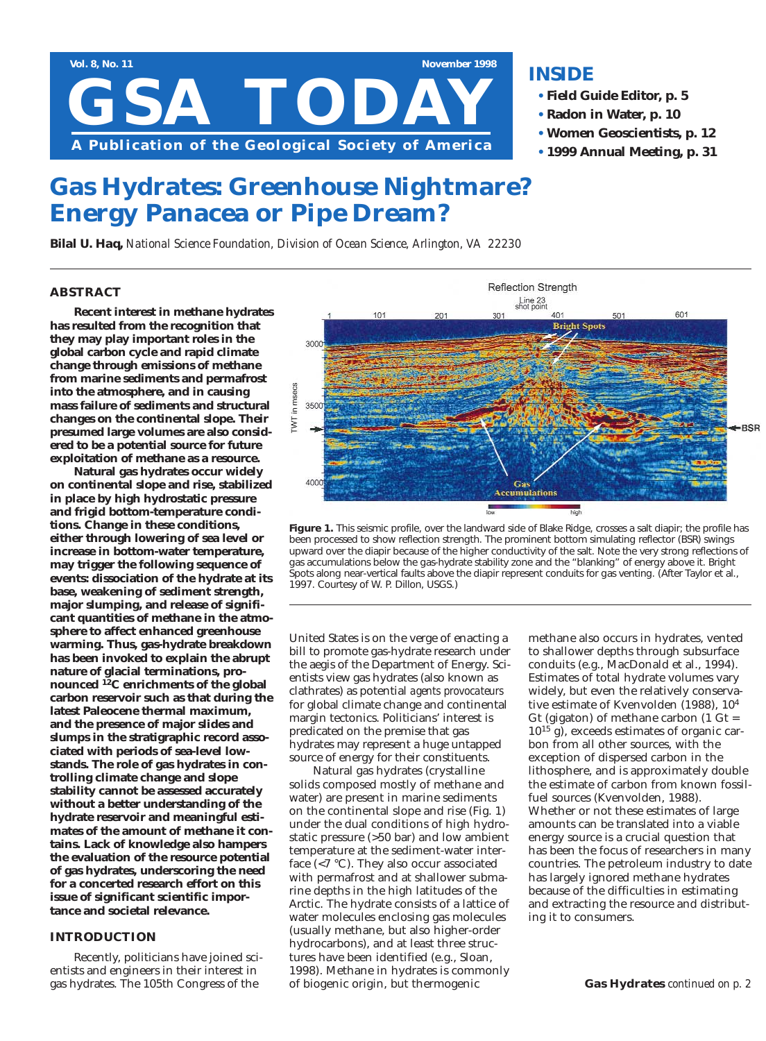# Gas Hydrates: Greenhouse Nightmare? Energy Panacea or Pipe Dream?

**Bilal U. Haq,** *National Science Foundation, Division of Ocean Science, Arlington, VA 22230*

## ABSTRACT

**Recent interest in methane hydrates has resulted from the recognition that they may play important roles in the global carbon cycle and rapid climate change through emissions of methane from marine sediments and permafrost into the atmosphere, and in causing mass failure of sediments and structural changes on the continental slope. Their presumed large volumes are also considered to be a potential source for future exploitation of methane as a resource.**

**Natural gas hydrates occur widely on continental slope and rise, stabilized in place by high hydrostatic pressure and frigid bottom-temperature conditions. Change in these conditions, either through lowering of sea level or increase in bottom-water temperature, may trigger the following sequence of events: dissociation of the hydrate at its base, weakening of sediment strength, major slumping, and release of significant quantities of methane in the atmosphere to affect enhanced greenhouse warming. Thus, gas-hydrate breakdown has been invoked to explain the abrupt nature of glacial terminations, pronounced $^{12}C$ enrichments of the global carbon reservoir such as that during the latest Paleocene thermal maximum, and the presence of major slides and slumps in the stratigraphic record associated with periods of sea-level lowstands. The role of gas hydrates in controlling climate change and slope stability cannot be assessed accurately without a better understanding of the hydrate reservoir and meaningful estimates of the amount of methane it contains. Lack of knowledge also hampers the evaluation of the resource potential of gas hydrates, underscoring the need for a concerted research effort on this issue of significant scientific importance and societal relevance.**

## INTRODUCTION

Recently, politicians have joined scientists and engineers in their interest in gas hydrates. The 105th Congress of the United States is on the verge of enacting a bill to promote gas-hydrate research under the aegis of the Department of Energy. Scientists view gas hydrates (also known as clathrates) as potential *agents provocateurs* for global climate change and continental margin tectonics. Politicians' interest is predicated on the premise that gas hydrates may represent a huge untapped source of energy for their constituents.

Natural gas hydrates (crystalline solids composed mostly of methane and water) are present in marine sediments on the continental slope and rise (Fig. 1) under the dual conditions of high hydrostatic pressure (>50 bar) and low ambient temperature at the sediment-water interface (<7 °C). They also occur associated with permafrost and at shallower submarine depths in the high latitudes of the Arctic. The hydrate consists of a lattice of water molecules enclosing gas molecules (usually methane, but also higher-order hydrocarbons), and at least three structures have been identified (e.g., Sloan, 1998). Methane in hydrates is commonly of biogenic origin, but thermogenic methane also occurs in hydrates, vented to shallower depths through subsurface conduits (e.g., MacDonald et al., 1994). Estimates of total hydrate volumes vary widely, but even the relatively conservative estimate of Kvenvolden (1988), $10^4$ Gt (gigaton) of methane carbon (1 Gt = $10^{15}$ g), exceeds estimates of organic carbon from all other sources, with the exception of dispersed carbon in the lithosphere, and is approximately double the estimate of carbon from known fossil-fuel sources (Kvenvolden, 1988). Whether or not these estimates of large amounts can be translated into a viable energy source is a crucial question that has been the focus of researchers in many countries. The petroleum industry to date has largely ignored methane hydrates because of the difficulties in estimating and extracting the resource and distributing it to consumers.

**Figure 1.** This seismic profile, over the landward side of Blake Ridge, crosses a salt diapir; the profile has been processed to show reflection strength. The prominent bottom simulating reflector (BSR) swings upward over the diapir because of the higher conductivity of the salt. Note the very strong reflections of gas accumulations below the gas-hydrate stability zone and the "blanking" of energy above it. Bright Spots along near-vertical faults above the diapir represent conduits for gas venting. (After Taylor et al., 1997. Courtesy of W. P. Dillon, USGS.)

**Gas Hydrates** *continued on p. 2*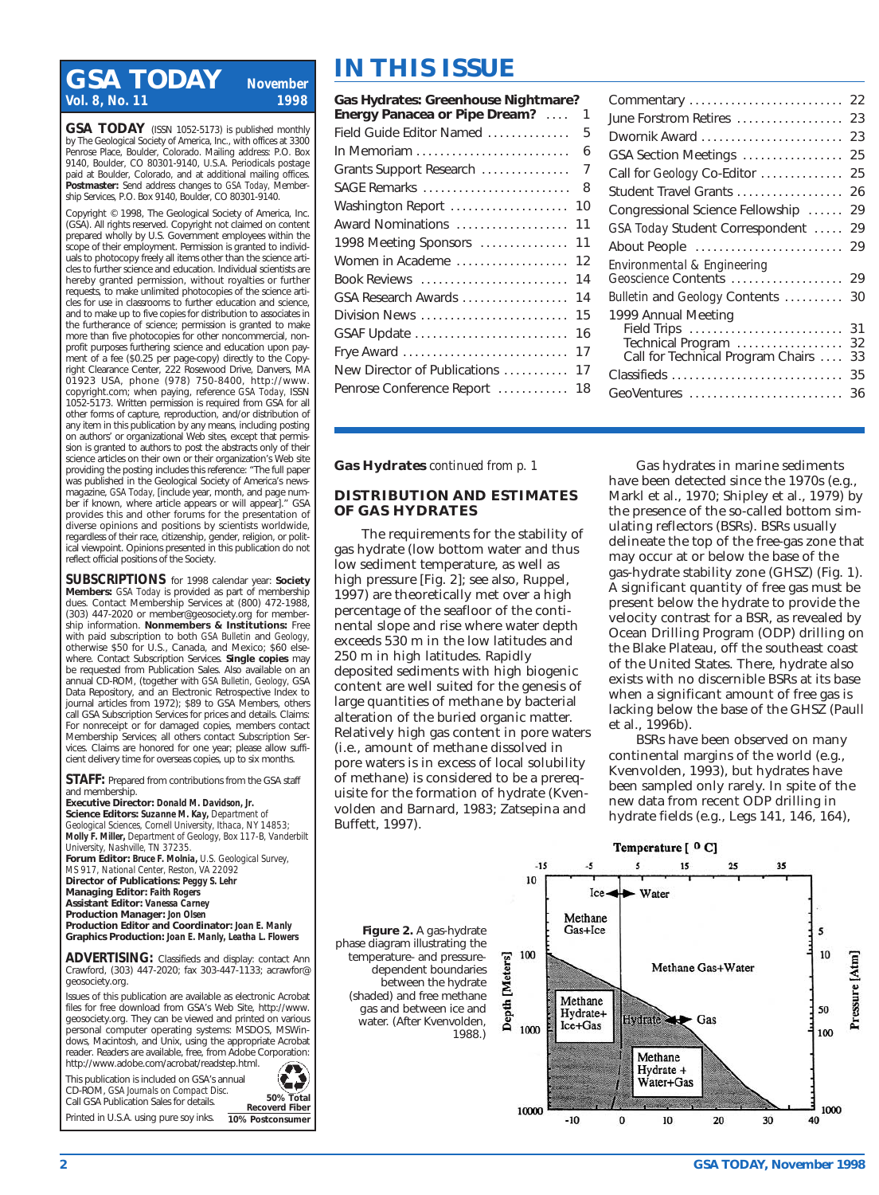# GSA TODAY

**November 1998**
**Vol. 8, No. 11**

**GSA TODAY** (ISSN 1052-5173) is published monthly by The Geological Society of America, Inc., with offices at 3300 Penrose Place, Boulder, Colorado. Mailing address: P.O. Box 9140, Boulder, CO 80301-9140, U.S.A. Periodicals postage paid at Boulder, Colorado, and at additional mailing offices. **Postmaster:** Send address changes to *GSA Today,* Membership Services, P.O. Box 9140, Boulder, CO 80301-9140.

Copyright © 1998, The Geological Society of America, Inc. (GSA). All rights reserved. Copyright not claimed on content prepared wholly by U.S. Government employees within the scope of their employment. Permission is granted to individuals to photocopy freely all items other than the science articles to further science and education. Individual scientists are hereby granted permission, without royalties or further requests, to make unlimited photocopies of the science articles for use in classrooms to further education and science, and to make up to five copies for distribution to associates in the furtherance of science; permission is granted to make more than five photocopies for other noncommercial, nonprofit purposes furthering science and education upon payment of a fee ($0.25 per page-copy) directly to the Copyright Clearance Center, 222 Rosewood Drive, Danvers, MA 01923 USA, phone (978) 750-8400, http://www.copyright.com; when paying, reference *GSA Today,* ISSN 1052-5173. Written permission is required from GSA for all other forms of capture, reproduction, and/or distribution of any item in this publication by any means, including posting on authors' or organizational Web sites, except that permission is granted to authors to post the abstracts only of their science articles on their own or their organization's Web site providing the posting includes this reference: "The full paper was published in the Geological Society of America's newsmagazine, *GSA Today,* [include year, month, and page number if known, where article appears or will appear]." GSA provides this and other forums for the presentation of diverse opinions and positions by scientists worldwide, regardless of their race, citizenship, gender, religion, or political viewpoint. Opinions presented in this publication do not reflect official positions of the Society.

**SUBSCRIPTIONS** for 1998 calendar year: **Society Members:** *GSA Today* is provided as part of membership dues. Contact Membership Services at (800) 472-1988, (303) 447-2020 or member@geosociety.org for membership information. **Nonmembers & Institutions:** Free with paid subscription to both *GSA Bulletin* and *Geology,* otherwise $50 for U.S., Canada, and Mexico; $60 elsewhere. Contact Subscription Services. **Single copies** may be requested from Publication Sales. Also available on an annual CD-ROM, (together with *GSA Bulletin, Geology,* GSA Data Repository, and an Electronic Retrospective Index to journal articles from 1972); $89 to GSA Members, others call GSA Subscription Services for prices and details. Claims: For nonreceipt or for damaged copies, members contact Membership Services; all others contact Subscription Services. Claims are honored for one year; please allow sufficient delivery time for overseas copies, up to six months.

**STAFF:** Prepared from contributions from the GSA staff and membership.
**Executive Director:** *Donald M. Davidson, Jr.*
**Science Editors:** *Suzanne M. Kay,* Department of Geological Sciences, Cornell University, Ithaca, NY 14853; *Molly F. Miller,* Department of Geology, Box 117-B, Vanderbilt University, Nashville, TN 37235.
**Forum Editor:** *Bruce F. Molnia,* U.S. Geological Survey, MS 917, National Center, Reston, VA 22092
**Director of Publications:** *Peggy S. Lehr*
**Managing Editor:** *Faith Rogers*
**Assistant Editor:** *Vanessa Carney*
**Production Manager:** *Jon Olsen*
**Production Editor and Coordinator:** *Joan E. Manly*
**Graphics Production:** *Joan E. Manly, Leatha L. Flowers*

**ADVERTISING:** Classifieds and display: contact Ann Crawford, (303) 447-2020; fax 303-447-1133; acrawfor@geosociety.org.

Issues of this publication are available as electronic Acrobat files for free download from GSA's Web Site, http://www.geosociety.org. They can be viewed and printed on various personal computer operating systems: MSDOS, MSWindows, Macintosh, and Unix, using the appropriate Acrobat reader. Readers are available, free, from Adobe Corporation: http://www.adobe.com/acrobat/readstep.html.

This publication is included on GSA's annual CD-ROM, *GSA Journals on Compact Disc.* Call GSA Publication Sales for details.

Printed in U.S.A. using pure soy inks.

50% Total Recovered Fiber
10% Postconsumer

# IN THIS ISSUE

| | |
|---|---|
| **Gas Hydrates: Greenhouse Nightmare? Energy Panacea or Pipe Dream?** | 1 |
| Field Guide Editor Named | 5 |
| In Memoriam | 6 |
| Grants Support Research | 7 |
| SAGE Remarks | 8 |
| Washington Report | 10 |
| Award Nominations | 11 |
| 1998 Meeting Sponsors | 11 |
| Women in Academe | 12 |
| Book Reviews | 14 |
| GSA Research Awards | 14 |
| Division News | 15 |
| GSAF Update | 16 |
| Frye Award | 17 |
| New Director of Publications | 17 |
| Penrose Conference Report | 18 |
| Commentary | 22 |
| June Forstrom Retires | 23 |
| Dwornik Award | 23 |
| GSA Section Meetings | 25 |
| Call for *Geology* Co-Editor | 25 |
| Student Travel Grants | 26 |
| Congressional Science Fellowship | 29 |
| *GSA Today* Student Correspondent | 29 |
| About People | 29 |
| *Environmental & Engineering Geoscience* Contents | 29 |
| *Bulletin* and *Geology* Contents | 30 |
| 1999 Annual Meeting | |
| Field Trips | 31 |
| Technical Program | 32 |
| Call for Technical Program Chairs | 33 |
| Classifieds | 35 |
| GeoVentures | 36 |

**Gas Hydrates** *continued from p. 1*

## DISTRIBUTION AND ESTIMATES OF GAS HYDRATES

The requirements for the stability of gas hydrate (low bottom water and thus low sediment temperature, as well as high pressure [Fig. 2]; see also, Ruppel, 1997) are theoretically met over a high percentage of the seafloor of the continental slope and rise where water depth exceeds 530 m in the low latitudes and 250 m in high latitudes. Rapidly deposited sediments with high biogenic content are well suited for the genesis of large quantities of methane by bacterial alteration of the buried organic matter. Relatively high gas content in pore waters (i.e., amount of methane dissolved in pore waters is in excess of local solubility of methane) is considered to be a prerequisite for the formation of hydrate (Kvenvolden and Barnard, 1983; Zatsepina and Buffett, 1997).

Gas hydrates in marine sediments have been detected since the 1970s (e.g., Markl et al., 1970; Shipley et al., 1979) by the presence of the so-called bottom simulating reflectors (BSRs). BSRs usually delineate the top of the free-gas zone that may occur at or below the base of the gas-hydrate stability zone (GHSZ) (Fig. 1). A significant quantity of free gas must be present below the hydrate to provide the velocity contrast for a BSR, as revealed by Ocean Drilling Program (ODP) drilling on the Blake Plateau, off the southeast coast of the United States. There, hydrate also exists with no discernible BSRs at its base when a significant amount of free gas is lacking below the base of the GHSZ (Paull et al., 1996b).

BSRs have been observed on many continental margins of the world (e.g., Kvenvolden, 1993), but hydrates have been sampled only rarely. In spite of the new data from recent ODP drilling in hydrate fields (e.g., Legs 141, 146, 164),

**Figure 2.** A gas-hydrate phase diagram illustrating the temperature- and pressure-dependent boundaries between the hydrate (shaded) and free methane gas and between ice and water. (After Kvenvolden, 1988.)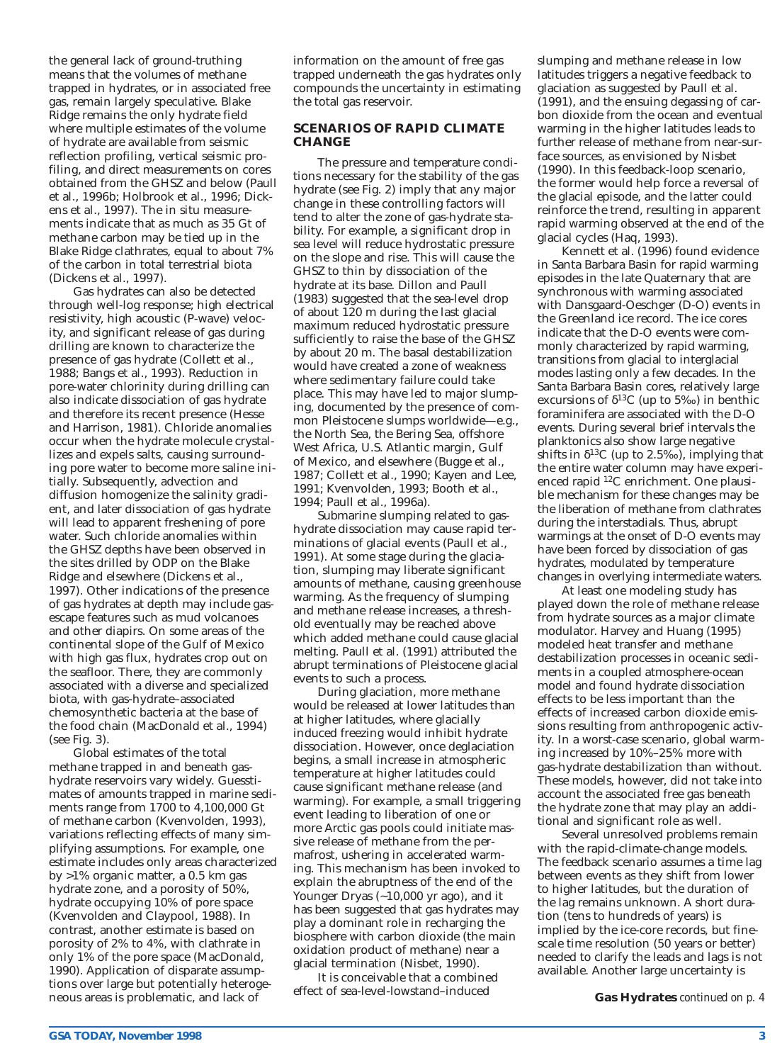the general lack of ground-truthing means that the volumes of methane trapped in hydrates, or in associated free gas, remain largely speculative. Blake Ridge remains the only hydrate field where multiple estimates of the volume of hydrate are available from seismic reflection profiling, vertical seismic profiling, and direct measurements on cores obtained from the GHSZ and below (Paull et al., 1996b; Holbrook et al., 1996; Dickens et al., 1997). The in situ measurements indicate that as much as 35 Gt of methane carbon may be tied up in the Blake Ridge clathrates, equal to about 7% of the carbon in total terrestrial biota (Dickens et al., 1997).

Gas hydrates can also be detected through well-log response; high electrical resistivity, high acoustic (P-wave) velocity, and significant release of gas during drilling are known to characterize the presence of gas hydrate (Collett et al., 1988; Bangs et al., 1993). Reduction in pore-water chlorinity during drilling can also indicate dissociation of gas hydrate and therefore its recent presence (Hesse and Harrison, 1981). Chloride anomalies occur when the hydrate molecule crystallizes and expels salts, causing surrounding pore water to become more saline initially. Subsequently, advection and diffusion homogenize the salinity gradient, and later dissociation of gas hydrate will lead to apparent freshening of pore water. Such chloride anomalies within the GHSZ depths have been observed in the sites drilled by ODP on the Blake Ridge and elsewhere (Dickens et al., 1997). Other indications of the presence of gas hydrates at depth may include gas-escape features such as mud volcanoes and other diapirs. On some areas of the continental slope of the Gulf of Mexico with high gas flux, hydrates crop out on the seafloor. There, they are commonly associated with a diverse and specialized biota, with gas-hydrate–associated chemosynthetic bacteria at the base of the food chain (MacDonald et al., 1994) (see Fig. 3).

Global estimates of the total methane trapped in and beneath gas-hydrate reservoirs vary widely. Guesstimates of amounts trapped in marine sediments range from 1700 to 4,100,000 Gt of methane carbon (Kvenvolden, 1993), variations reflecting effects of many simplifying assumptions. For example, one estimate includes only areas characterized by >1% organic matter, a 0.5 km gas hydrate zone, and a porosity of 50%, hydrate occupying 10% of pore space (Kvenvolden and Claypool, 1988). In contrast, another estimate is based on porosity of 2% to 4%, with clathrate in only 1% of the pore space (MacDonald, 1990). Application of disparate assumptions over large but potentially heterogeneous areas is problematic, and lack of information on the amount of free gas trapped underneath the gas hydrates only compounds the uncertainty in estimating the total gas reservoir.

## SCENARIOS OF RAPID CLIMATE CHANGE

The pressure and temperature conditions necessary for the stability of the gas hydrate (see Fig. 2) imply that any major change in these controlling factors will tend to alter the zone of gas-hydrate stability. For example, a significant drop in sea level will reduce hydrostatic pressure on the slope and rise. This will cause the GHSZ to thin by dissociation of the hydrate at its base. Dillon and Paull (1983) suggested that the sea-level drop of about 120 m during the last glacial maximum reduced hydrostatic pressure sufficiently to raise the base of the GHSZ by about 20 m. The basal destabilization would have created a zone of weakness where sedimentary failure could take place. This may have led to major slumping, documented by the presence of common Pleistocene slumps worldwide—e.g., the North Sea, the Bering Sea, offshore West Africa, U.S. Atlantic margin, Gulf of Mexico, and elsewhere (Bugge et al., 1987; Collett et al., 1990; Kayen and Lee, 1991; Kvenvolden, 1993; Booth et al., 1994; Paull et al., 1996a).

Submarine slumping related to gas-hydrate dissociation may cause rapid terminations of glacial events (Paull et al., 1991). At some stage during the glaciation, slumping may liberate significant amounts of methane, causing greenhouse warming. As the frequency of slumping and methane release increases, a threshold eventually may be reached above which added methane could cause glacial melting. Paull et al. (1991) attributed the abrupt terminations of Pleistocene glacial events to such a process.

During glaciation, more methane would be released at lower latitudes than at higher latitudes, where glacially induced freezing would inhibit hydrate dissociation. However, once deglaciation begins, a small increase in atmospheric temperature at higher latitudes could cause significant methane release (and warming). For example, a small triggering event leading to liberation of one or more Arctic gas pools could initiate massive release of methane from the permafrost, ushering in accelerated warming. This mechanism has been invoked to explain the abruptness of the end of the Younger Dryas (~10,000 yr ago), and it has been suggested that gas hydrates may play a dominant role in recharging the biosphere with carbon dioxide (the main oxidation product of methane) near a glacial termination (Nisbet, 1990).

It is conceivable that a combined effect of sea-level-lowstand–induced slumping and methane release in low latitudes triggers a negative feedback to glaciation as suggested by Paull et al. (1991), and the ensuing degassing of carbon dioxide from the ocean and eventual warming in the higher latitudes leads to further release of methane from near-surface sources, as envisioned by Nisbet (1990). In this feedback-loop scenario, the former would help force a reversal of the glacial episode, and the latter could reinforce the trend, resulting in apparent rapid warming observed at the end of the glacial cycles (Haq, 1993).

Kennett et al. (1996) found evidence in Santa Barbara Basin for rapid warming episodes in the late Quaternary that are synchronous with warming associated with Dansgaard-Oeschger (D-O) events in the Greenland ice record. The ice cores indicate that the D-O events were commonly characterized by rapid warming, transitions from glacial to interglacial modes lasting only a few decades. In the Santa Barbara Basin cores, relatively large excursions of $\delta^{13}C$ (up to 5‰) in benthic foraminifera are associated with the D-O events. During several brief intervals the planktonics also show large negative shifts in $\delta^{13}C$ (up to 2.5‰), implying that the entire water column may have experienced rapid $^{12}C$ enrichment. One plausible mechanism for these changes may be the liberation of methane from clathrates during the interstadials. Thus, abrupt warmings at the onset of D-O events may have been forced by dissociation of gas hydrates, modulated by temperature changes in overlying intermediate waters.

At least one modeling study has played down the role of methane release from hydrate sources as a major climate modulator. Harvey and Huang (1995) modeled heat transfer and methane destabilization processes in oceanic sediments in a coupled atmosphere-ocean model and found hydrate dissociation effects to be less important than the effects of increased carbon dioxide emissions resulting from anthropogenic activity. In a worst-case scenario, global warming increased by 10%–25% more with gas-hydrate destabilization than without. These models, however, did not take into account the associated free gas beneath the hydrate zone that may play an additional and significant role as well.

Several unresolved problems remain with the rapid-climate-change models. The feedback scenario assumes a time lag between events as they shift from lower to higher latitudes, but the duration of the lag remains unknown. A short duration (tens to hundreds of years) is implied by the ice-core records, but fine-scale time resolution (50 years or better) needed to clarify the leads and lags is not available. Another large uncertainty is

**Gas Hydrates** *continued on p. 4*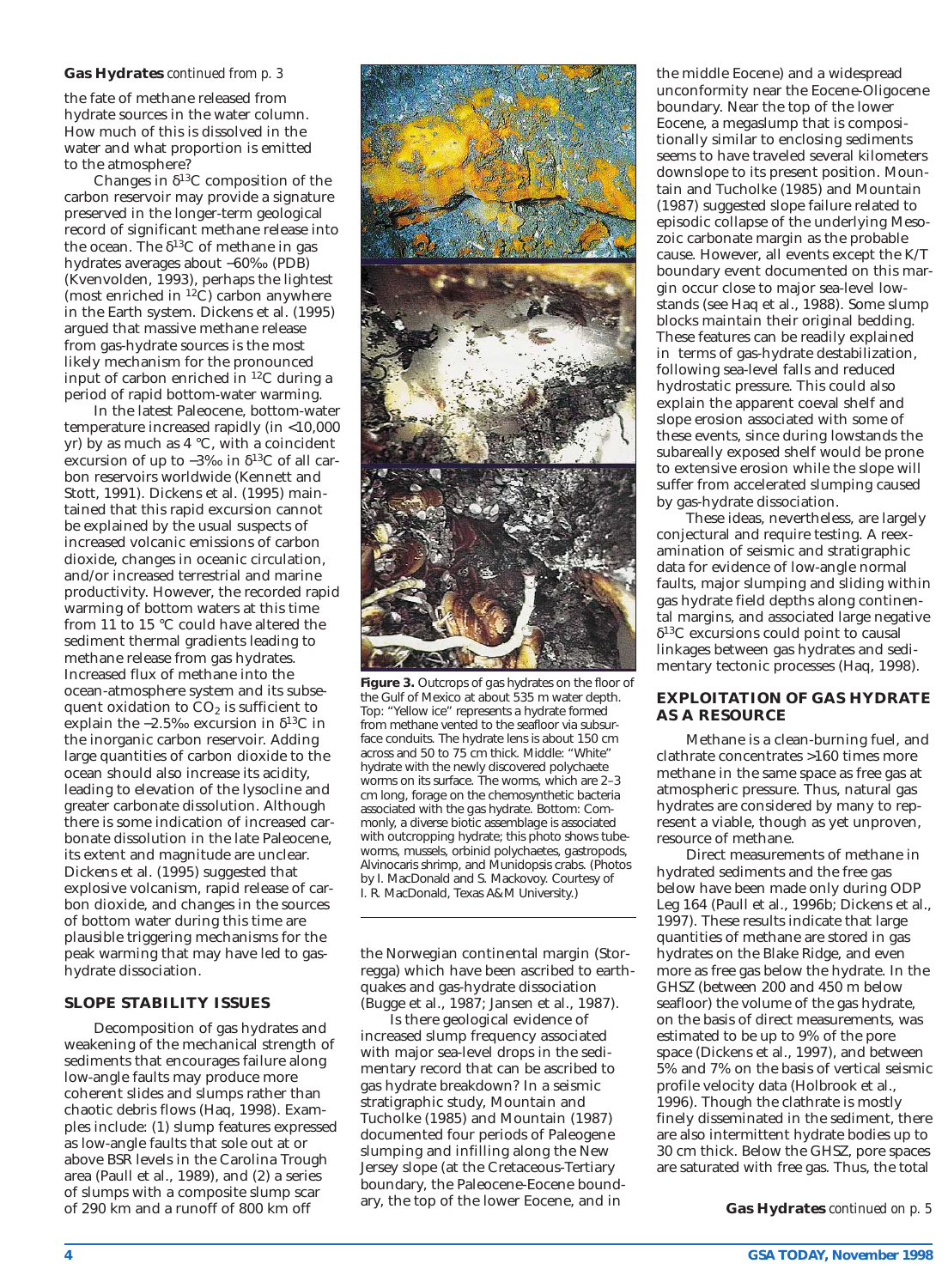**Gas Hydrates** *continued from p. 3*

the fate of methane released from hydrate sources in the water column. How much of this is dissolved in the water and what proportion is emitted to the atmosphere?

Changes in $\delta^{13}C$ composition of the carbon reservoir may provide a signature preserved in the longer-term geological record of significant methane release into the ocean. The $\delta^{13}C$ of methane in gas hydrates averages about –60‰ (PDB) (Kvenvolden, 1993), perhaps the lightest (most enriched in $^{12}C$) carbon anywhere in the Earth system. Dickens et al. (1995) argued that massive methane release from gas-hydrate sources is the most likely mechanism for the pronounced input of carbon enriched in $^{12}C$ during a period of rapid bottom-water warming.

In the latest Paleocene, bottom-water temperature increased rapidly (in <10,000 yr) by as much as 4 °C, with a coincident excursion of up to –3‰ in $\delta^{13}C$ of all carbon reservoirs worldwide (Kennett and Stott, 1991). Dickens et al. (1995) maintained that this rapid excursion cannot be explained by the usual suspects of increased volcanic emissions of carbon dioxide, changes in oceanic circulation, and/or increased terrestrial and marine productivity. However, the recorded rapid warming of bottom waters at this time from 11 to 15 °C could have altered the sediment thermal gradients leading to methane release from gas hydrates. Increased flux of methane into the ocean-atmosphere system and its subsequent oxidation to $CO_2$ is sufficient to explain the –2.5‰ excursion in $\delta^{13}C$ in the inorganic carbon reservoir. Adding large quantities of carbon dioxide to the ocean should also increase its acidity, leading to elevation of the lysocline and greater carbonate dissolution. Although there is some indication of increased carbonate dissolution in the late Paleocene, its extent and magnitude are unclear. Dickens et al. (1995) suggested that explosive volcanism, rapid release of carbon dioxide, and changes in the sources of bottom water during this time are plausible triggering mechanisms for the peak warming that may have led to gas-hydrate dissociation.

## SLOPE STABILITY ISSUES

Decomposition of gas hydrates and weakening of the mechanical strength of sediments that encourages failure along low-angle faults may produce more coherent slides and slumps rather than chaotic debris flows (Haq, 1998). Examples include: (1) slump features expressed as low-angle faults that sole out at or above BSR levels in the Carolina Trough area (Paull et al., 1989), and (2) a series of slumps with a composite slump scar of 290 km and a runoff of 800 km off the Norwegian continental margin (Storregga) which have been ascribed to earthquakes and gas-hydrate dissociation (Bugge et al., 1987; Jansen et al., 1987).

Is there geological evidence of increased slump frequency associated with major sea-level drops in the sedimentary record that can be ascribed to gas hydrate breakdown? In a seismic stratigraphic study, Mountain and Tucholke (1985) and Mountain (1987) documented four periods of Paleogene slumping and infilling along the New Jersey slope (at the Cretaceous-Tertiary boundary, the Paleocene-Eocene boundary, the top of the lower Eocene, and in the middle Eocene) and a widespread unconformity near the Eocene-Oligocene boundary. Near the top of the lower Eocene, a megaslump that is compositionally similar to enclosing sediments seems to have traveled several kilometers downslope to its present position. Mountain and Tucholke (1985) and Mountain (1987) suggested slope failure related to episodic collapse of the underlying Mesozoic carbonate margin as the probable cause. However, all events except the K/T boundary event documented on this margin occur close to major sea-level lowstands (see Haq et al., 1988). Some slump blocks maintain their original bedding. These features can be readily explained in terms of gas-hydrate destabilization, following sea-level falls and reduced hydrostatic pressure. This could also explain the apparent coeval shelf and slope erosion associated with some of these events, since during lowstands the subaerially exposed shelf would be prone to extensive erosion while the slope will suffer from accelerated slumping caused by gas-hydrate dissociation.

These ideas, nevertheless, are largely conjectural and require testing. A reexamination of seismic and stratigraphic data for evidence of low-angle normal faults, major slumping and sliding within gas hydrate field depths along continental margins, and associated large negative $\delta^{13}C$ excursions could point to causal linkages between gas hydrates and sedimentary tectonic processes (Haq, 1998).

**Figure 3.** Outcrops of gas hydrates on the floor of the Gulf of Mexico at about 535 m water depth. Top: "Yellow ice" represents a hydrate formed from methane vented to the seafloor via subsurface conduits. The hydrate lens is about 150 cm across and 50 to 75 cm thick. Middle: "White" hydrate with the newly discovered polychaete worms on its surface. The worms, which are 2–3 cm long, forage on the chemosynthetic bacteria associated with the gas hydrate. Bottom: Commonly, a diverse biotic assemblage is associated with outcropping hydrate; this photo shows tubeworms, mussels, orbinid polychaetes, gastropods, *Alvinocaris* shrimp, and *Munidopsis* crabs. (Photos by I. MacDonald and S. Mackovoy. Courtesy of I. R. MacDonald, Texas A&M University.)

## EXPLOITATION OF GAS HYDRATE AS A RESOURCE

Methane is a clean-burning fuel, and clathrate concentrates >160 times more methane in the same space as free gas at atmospheric pressure. Thus, natural gas hydrates are considered by many to represent a viable, though as yet unproven, resource of methane.

Direct measurements of methane in hydrated sediments and the free gas below have been made only during ODP Leg 164 (Paull et al., 1996b; Dickens et al., 1997). These results indicate that large quantities of methane are stored in gas hydrates on the Blake Ridge, and even more as free gas below the hydrate. In the GHSZ (between 200 and 450 m below seafloor) the volume of the gas hydrate, on the basis of direct measurements, was estimated to be up to 9% of the pore space (Dickens et al., 1997), and between 5% and 7% on the basis of vertical seismic profile velocity data (Holbrook et al., 1996). Though the clathrate is mostly finely disseminated in the sediment, there are also intermittent hydrate bodies up to 30 cm thick. Below the GHSZ, pore spaces are saturated with free gas. Thus, the total

**Gas Hydrates** *continued on p. 5*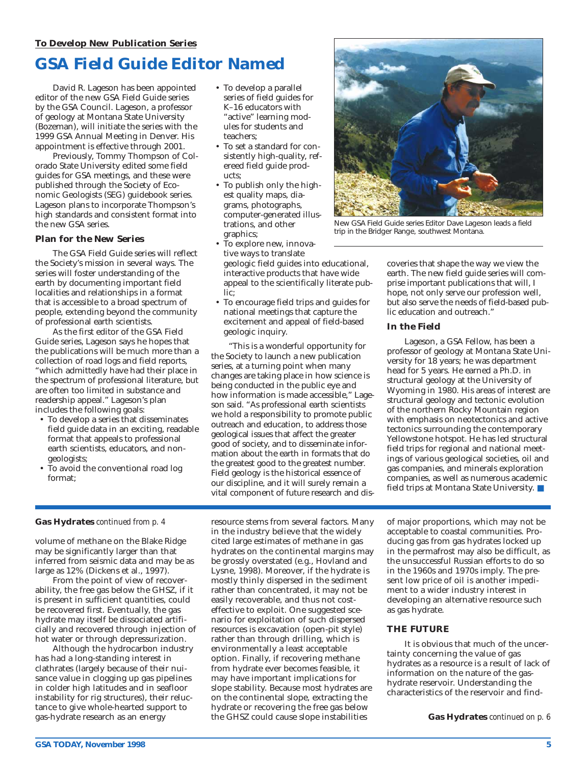**To Develop New Publication Series**

# GSA Field Guide Editor Named

David R. Lageson has been appointed editor of the new GSA Field Guide series by the GSA Council. Lageson, a professor of geology at Montana State University (Bozeman), will initiate the series with the 1999 GSA Annual Meeting in Denver. His appointment is effective through 2001.

Previously, Tommy Thompson of Colorado State University edited some field guides for GSA meetings, and these were published through the Society of Economic Geologists (SEG) guidebook series. Lageson plans to incorporate Thompson's high standards and consistent format into the new GSA series.

### Plan for the New Series

The GSA Field Guide series will reflect the Society's mission in several ways. The series will foster understanding of the earth by documenting important field localities and relationships in a format that is accessible to a broad spectrum of people, extending beyond the community of professional earth scientists.

As the first editor of the GSA Field Guide series, Lageson says he hopes that the publications will be much more than a collection of road logs and field reports, "which admittedly have had their place in the spectrum of professional literature, but are often too limited in substance and readership appeal." Lageson's plan includes the following goals:

- To develop a series that disseminates field guide data in an exciting, readable format that appeals to professional earth scientists, educators, and non-geologists;
- To avoid the conventional road log format;
- To develop a parallel series of field guides for K–16 educators with "active" learning modules for students and teachers;
- To set a standard for consistently high-quality, refereed field guide products;
- To publish only the highest quality maps, diagrams, photographs, computer-generated illustrations, and other graphics;
- To explore new, innovative ways to translate geologic field guides into educational, interactive products that have wide appeal to the scientifically literate public;
- To encourage field trips and guides for national meetings that capture the excitement and appeal of field-based geologic inquiry.

"This is a wonderful opportunity for the Society to launch a new publication series, at a turning point when many changes are taking place in how science is being conducted in the public eye and how information is made accessible," Lageson said. "As professional earth scientists we hold a responsibility to promote public outreach and education, to address those geological issues that affect the greater good of society, and to disseminate information about the earth in formats that do the greatest good to the greatest number. Field geology is the historical essence of our discipline, and it will surely remain a vital component of future research and discoveries that shape the way we view the earth. The new field guide series will comprise important publications that will, I hope, not only serve our profession well, but also serve the needs of field-based public education and outreach."

New GSA Field Guide series Editor Dave Lageson leads a field trip in the Bridger Range, southwest Montana.

### In the Field

Lageson, a GSA Fellow, has been a professor of geology at Montana State University for 18 years; he was department head for 5 years. He earned a Ph.D. in structural geology at the University of Wyoming in 1980. His areas of interest are structural geology and tectonic evolution of the northern Rocky Mountain region with emphasis on neotectonics and active tectonics surrounding the contemporary Yellowstone hotspot. He has led structural field trips for regional and national meetings of various geological societies, oil and gas companies, and minerals exploration companies, as well as numerous academic field trips at Montana State University. ■

---

**Gas Hydrates** *continued from p. 4*

volume of methane on the Blake Ridge may be significantly larger than that inferred from seismic data and may be as large as 12% (Dickens et al., 1997).

From the point of view of recoverability, the free gas below the GHSZ, if it is present in sufficient quantities, could be recovered first. Eventually, the gas hydrate may itself be dissociated artificially and recovered through injection of hot water or through depressurization.

Although the hydrocarbon industry has had a long-standing interest in clathrates (largely because of their nuisance value in clogging up gas pipelines in colder high latitudes and in seafloor instability for rig structures), their reluctance to give whole-hearted support to gas-hydrate research as an energy resource stems from several factors. Many in the industry believe that the widely cited large estimates of methane in gas hydrates on the continental margins may be grossly overstated (e.g., Hovland and Lysne, 1998). Moreover, if the hydrate is mostly thinly dispersed in the sediment rather than concentrated, it may not be easily recoverable, and thus not cost-effective to exploit. One suggested scenario for exploitation of such dispersed resources is excavation (open-pit style) rather than through drilling, which is environmentally a least acceptable option. Finally, if recovering methane from hydrate ever becomes feasible, it may have important implications for slope stability. Because most hydrates are on the continental slope, extracting the hydrate or recovering the free gas below the GHSZ could cause slope instabilities of major proportions, which may not be acceptable to coastal communities. Producing gas from gas hydrates locked up in the permafrost may also be difficult, as the unsuccessful Russian efforts to do so in the 1960s and 1970s imply. The present low price of oil is another impediment to a wider industry interest in developing an alternative resource such as gas hydrate.

### THE FUTURE

It is obvious that much of the uncertainty concerning the value of gas hydrates as a resource is a result of lack of information on the nature of the gas-hydrate reservoir. Understanding the characteristics of the reservoir and find-

**Gas Hydrates** *continued on p. 6*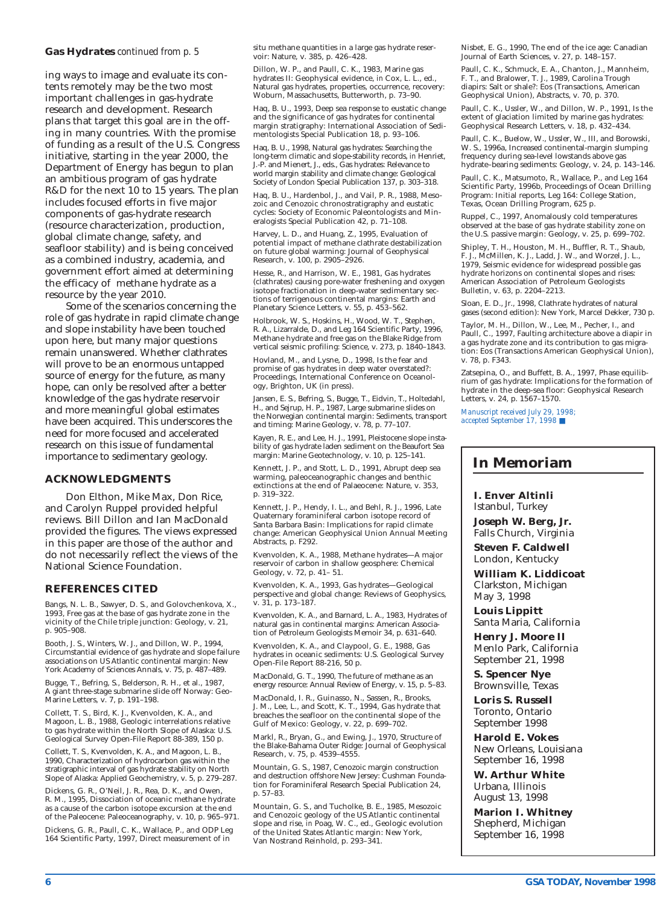**Gas Hydrates** *continued from p. 5*

ing ways to image and evaluate its contents remotely may be the two most important challenges in gas-hydrate research and development. Research plans that target this goal are in the offing in many countries. With the promise of funding as a result of the U.S. Congress initiative, starting in the year 2000, the Department of Energy has begun to plan an ambitious program of gas hydrate R&D for the next 10 to 15 years. The plan includes focused efforts in five major components of gas-hydrate research (resource characterization, production, global climate change, safety, and seafloor stability) and is being conceived as a combined industry, academia, and government effort aimed at determining the efficacy of methane hydrate as a resource by the year 2010.

Some of the scenarios concerning the role of gas hydrate in rapid climate change and slope instability have been touched upon here, but many major questions remain unanswered. Whether clathrates will prove to be an enormous untapped source of energy for the future, as many hope, can only be resolved after a better knowledge of the gas hydrate reservoir and more meaningful global estimates have been acquired. This underscores the need for more focused and accelerated research on this issue of fundamental importance to sedimentary geology.

## ACKNOWLEDGMENTS

Don Elthon, Mike Max, Don Rice, and Carolyn Ruppel provided helpful reviews. Bill Dillon and Ian MacDonald provided the figures. The views expressed in this paper are those of the author and do not necessarily reflect the views of the National Science Foundation.

## REFERENCES CITED

Bangs, N. L. B., Sawyer, D. S., and Golovchenkova, X., 1993, Free gas at the base of gas hydrate zone in the vicinity of the Chile triple junction: Geology, v. 21, p. 905–908.

Booth, J. S., Winters, W. J., and Dillon, W. P., 1994, Circumstantial evidence of gas hydrate and slope failure associations on US Atlantic continental margin: New York Academy of Sciences Annals, v. 75, p. 487–489.

Bugge, T., Befring, S., Belderson, R. H., et al., 1987, A giant three-stage submarine slide off Norway: Geo-Marine Letters, v. 7, p. 191–198.

Collett, T. S., Bird, K. J., Kvenvolden, K. A., and Magoon, L. B., 1988, Geologic interrelations relative to gas hydrate within the North Slope of Alaska: U.S. Geological Survey Open-File Report 88-389, 150 p.

Collett, T. S., Kvenvolden, K. A., and Magoon, L. B., 1990, Characterization of hydrocarbon gas within the stratigraphic interval of gas hydrate stability on North Slope of Alaska: Applied Geochemistry, v. 5, p. 279–287.

Dickens, G. R., O'Neil, J. R., Rea, D. K., and Owen, R. M., 1995, Dissociation of oceanic methane hydrate as a cause of the carbon isotope excursion at the end of the Paleocene: Paleoceanography, v. 10, p. 965–971.

Dickens, G. R., Paull, C. K., Wallace, P., and ODP Leg 164 Scientific Party, 1997, Direct measurement of in situ methane quantities in a large gas hydrate reservoir: Nature, v. 385, p. 426–428.

Dillon, W. P., and Paull, C. K., 1983, Marine gas hydrates II: Geophysical evidence, in Cox, L. L., ed., Natural gas hydrates, properties, occurrence, recovery: Woburn, Massachusetts, Butterworth, p. 73–90.

Haq, B. U., 1993, Deep sea response to eustatic change and the significance of gas hydrates for continental margin stratigraphy: International Association of Sedimentologists Special Publication 18, p. 93–106.

Haq, B. U., 1998, Natural gas hydrates: Searching the long-term climatic and slope-stability records, in Henriet, J.-P. and Mienert, J., eds., Gas hydrates: Relevance to world margin stability and climate change: Geological Society of London Special Publication 137, p. 303–318.

Haq, B. U., Hardenbol, J., and Vail, P. R., 1988, Mesozoic and Cenozoic chronostratigraphy and eustatic cycles: Society of Economic Paleontologists and Mineralogists Special Publication 42, p. 71–108.

Harvey, L. D., and Huang, Z., 1995, Evaluation of potential impact of methane clathrate destabilization on future global warming: Journal of Geophysical Research, v. 100, p. 2905–2926.

Hesse, R., and Harrison, W. E., 1981, Gas hydrates (clathrates) causing pore-water freshening and oxygen isotope fractionation in deep-water sedimentary sections of terrigenous continental margins: Earth and Planetary Science Letters, v. 55, p. 453–562.

Holbrook, W. S., Hoskins, H., Wood, W. T., Stephen, R. A., Lizarralde, D., and Leg 164 Scientific Party, 1996, Methane hydrate and free gas on the Blake Ridge from vertical seismic profiling: Science, v. 273, p. 1840–1843.

Hovland, M., and Lysne, D., 1998, Is the fear and promise of gas hydrates in deep water overstated?: Proceedings, International Conference on Oceanology, Brighton, UK (in press).

Jansen, E. S., Befring, S., Bugge, T., Eidvin, T., Holtedahl, H., and Sejrup, H. P., 1987, Large submarine slides on the Norwegian continental margin: Sediments, transport and timing: Marine Geology, v. 78, p. 77–107.

Kayen, R. E., and Lee, H. J., 1991, Pleistocene slope instability of gas hydrate laden sediment on the Beaufort Sea margin: Marine Geotechnology, v. 10, p. 125–141.

Kennett, J. P., and Stott, L. D., 1991, Abrupt deep sea warming, paleoceanographic changes and benthic extinctions at the end of Palaeocene: Nature, v. 353, p. 319–322.

Kennett, J. P., Hendy, I. L., and Behl, R. J., 1996, Late Quaternary foraminiferal carbon isotope record of Santa Barbara Basin: Implications for rapid climate change: American Geophysical Union Annual Meeting Abstracts, p. F292.

Kvenvolden, K. A., 1988, Methane hydrates—A major reservoir of carbon in shallow geosphere: Chemical Geology, v. 72, p. 41– 51.

Kvenvolden, K. A., 1993, Gas hydrates—Geological perspective and global change: Reviews of Geophysics, v. 31, p. 173–187.

Kvenvolden, K. A., and Barnard, L. A., 1983, Hydrates of natural gas in continental margins: American Association of Petroleum Geologists Memoir 34, p. 631–640.

Kvenvolden, K. A., and Claypool, G. E., 1988, Gas hydrates in oceanic sediments: U.S. Geological Survey Open-File Report 88-216, 50 p.

MacDonald, G. T., 1990, The future of methane as an energy resource: Annual Review of Energy, v. 15, p. 5–83.

MacDonald, I. R., Guinasso, N., Sassen, R., Brooks, J. M., Lee, L., and Scott, K. T., 1994, Gas hydrate that breaches the seafloor on the continental slope of the Gulf of Mexico: Geology, v. 22, p. 699–702.

Markl, R., Bryan, G., and Ewing, J., 1970, Structure of the Blake-Bahama Outer Ridge: Journal of Geophysical Research, v. 75, p. 4539–4555.

Mountain, G. S., 1987, Cenozoic margin construction and destruction offshore New Jersey: Cushman Foundation for Foraminiferal Research Special Publication 24, p. 57–83.

Mountain, G. S., and Tucholke, B. E., 1985, Mesozoic and Cenozoic geology of the US Atlantic continental slope and rise, in Poag, W. C., ed., Geologic evolution of the United States Atlantic margin: New York, Van Nostrand Reinhold, p. 293–341.

Nisbet, E. G., 1990, The end of the ice age: Canadian Journal of Earth Sciences, v. 27, p. 148–157.

Paull, C. K., Schmuck, E. A., Chanton, J., Mannheim, F. T., and Bralower, T. J., 1989, Carolina Trough diapirs: Salt or shale?: Eos (Transactions, American Geophysical Union), Abstracts, v. 70, p. 370.

Paull, C. K., Ussler, W., and Dillon, W. P., 1991, Is the extent of glaciation limited by marine gas hydrates: Geophysical Research Letters, v. 18, p. 432–434.

Paull, C. K., Buelow, W., Ussler, W., III, and Borowski, W. S., 1996a, Increased continental-margin slumping frequency during sea-level lowstands above gas hydrate–bearing sediments: Geology, v. 24, p. 143–146.

Paull, C. K., Matsumoto, R., Wallace, P., and Leg 164 Scientific Party, 1996b, Proceedings of Ocean Drilling Program: Initial reports, Leg 164: College Station, Texas, Ocean Drilling Program, 625 p.

Ruppel, C., 1997, Anomalously cold temperatures observed at the base of gas hydrate stability zone on the U.S. passive margin: Geology, v. 25, p. 699–702.

Shipley, T. H., Houston, M. H., Buffler, R. T., Shaub, F. J., McMillen, K. J., Ladd, J. W., and Worzel, J. L., 1979, Seismic evidence for widespread possible gas hydrate horizons on continental slopes and rises: American Association of Petroleum Geologists Bulletin, v. 63, p. 2204–2213.

Sloan, E. D., Jr., 1998, Clathrate hydrates of natural gases (second edition): New York, Marcel Dekker, 730 p.

Taylor, M. H., Dillon, W., Lee, M., Pecher, I., and Paull, C., 1997, Faulting architecture above a diapir in a gas hydrate zone and its contribution to gas migration: Eos (Transactions American Geophysical Union), v. 78, p. F343.

Zatsepina, O., and Buffett, B. A., 1997, Phase equilibrium of gas hydrate: Implications for the formation of hydrate in the deep-sea floor: Geophysical Research Letters, v. 24, p. 1567–1570.

*Manuscript received July 29, 1998; accepted September 17, 1998* ■

## In Memoriam

**I. Enver Altinli**
Istanbul, Turkey

**Joseph W. Berg, Jr.**
Falls Church, Virginia

**Steven F. Caldwell**
London, Kentucky

**William K. Liddicoat**
Clarkston, Michigan
May 3, 1998

**Louis Lippitt**
Santa Maria, California

**Henry J. Moore II**
Menlo Park, California
September 21, 1998

**S. Spencer Nye**
Brownsville, Texas

**Loris S. Russell**
Toronto, Ontario
September 1998

**Harold E. Vokes**
New Orleans, Louisiana
September 16, 1998

**W. Arthur White**
Urbana, Illinois
August 13, 1998

**Marion I. Whitney**
Shepherd, Michigan
September 16, 1998